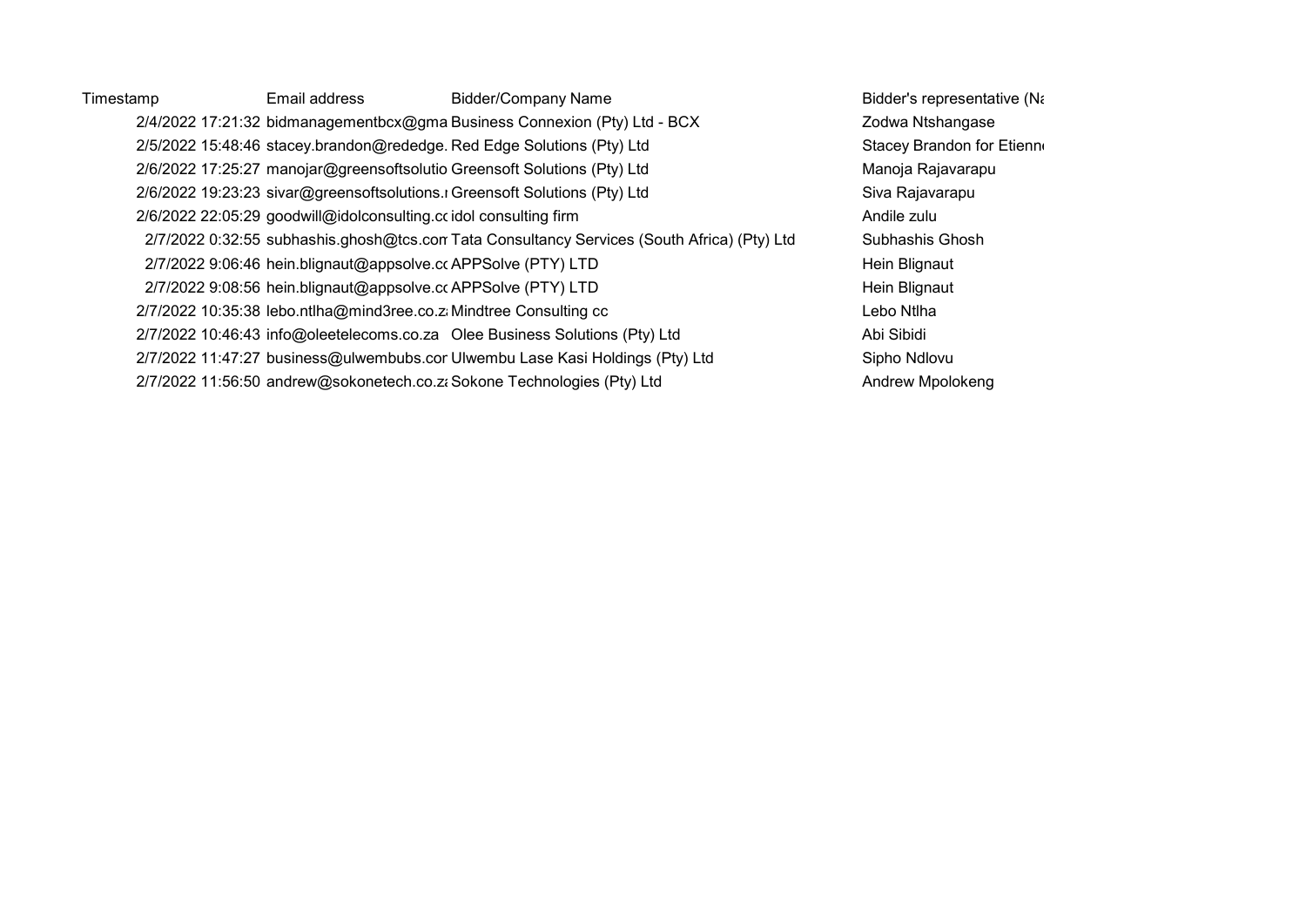| Timestamp | Email address | Bidder/Company Name | Bidder's representative (Na |
|---|---|---|---|
| 2/4/2022 17:21:32 | bidmanagementbcx@gma | Business Connexion (Pty) Ltd - BCX | Zodwa Ntshangase |
| 2/5/2022 15:48:46 | stacey.brandon@rededge. | Red Edge Solutions (Pty) Ltd | Stacey Brandon for Etienn |
| 2/6/2022 17:25:27 | manojar@greensoftsolutio | Greensoft Solutions (Pty) Ltd | Manoja Rajavarapu |
| 2/6/2022 19:23:23 | sivar@greensoftsolutions.r | Greensoft Solutions (Pty) Ltd | Siva Rajavarapu |
| 2/6/2022 22:05:29 | goodwill@idolconsulting.cc | idol consulting firm | Andile zulu |
| 2/7/2022 0:32:55 | subhashis.ghosh@tcs.com | Tata Consultancy Services (South Africa) (Pty) Ltd | Subhashis Ghosh |
| 2/7/2022 9:06:46 | hein.blignaut@appsolve.cc | APPSolve (PTY) LTD | Hein Blignaut |
| 2/7/2022 9:08:56 | hein.blignaut@appsolve.cc | APPSolve (PTY) LTD | Hein Blignaut |
| 2/7/2022 10:35:38 | lebo.ntlha@mind3ree.co.za | Mindtree Consulting cc | Lebo Ntlha |
| 2/7/2022 10:46:43 | info@oleetelecoms.co.za | Olee Business Solutions (Pty) Ltd | Abi Sibidi |
| 2/7/2022 11:47:27 | business@ulwembubs.com | Ulwembu Lase Kasi Holdings (Pty) Ltd | Sipho Ndlovu |
| 2/7/2022 11:56:50 | andrew@sokonetech.co.za | Sokone Technologies (Pty) Ltd | Andrew Mpolokeng |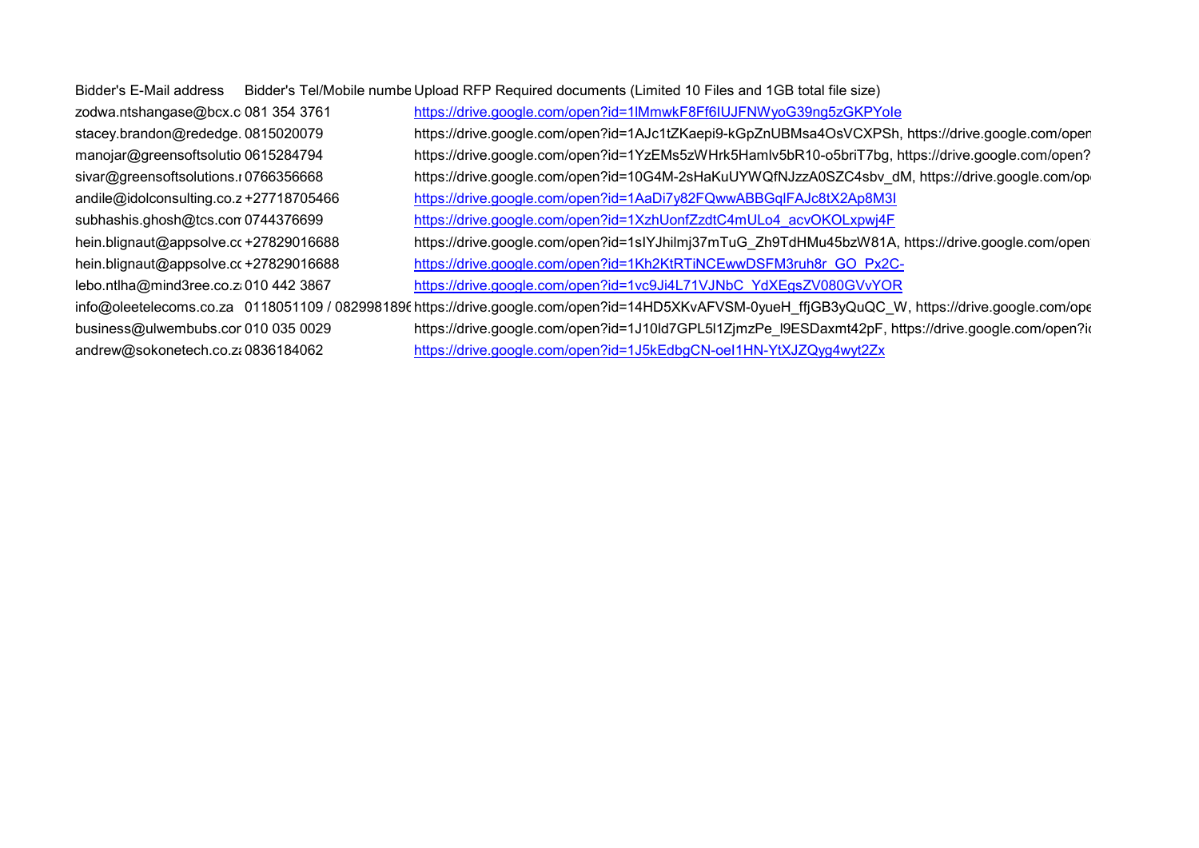| Bidder's E-Mail address | Bidder's Tel/Mobile numbe | Upload RFP Required documents (Limited 10 Files and 1GB total file size) |
|---|---|---|
| zodwa.ntshangase@bcx.c | 081 354 3761 | https://drive.google.com/open?id=1lMmwkF8Ff6IUJFNWyoG39ng5zGKPYoIe |
| stacey.brandon@rededge. | 0815020079 | https://drive.google.com/open?id=1AJc1tZKaepi9-kGpZnUBMsa4OsVCXPSh, https://drive.google.com/open |
| manojar@greensoftsolutio | 0615284794 | https://drive.google.com/open?id=1YzEMs5zWHrk5HamIv5bR10-o5briT7bg, https://drive.google.com/open? |
| sivar@greensoftsolutions.r | 0766356668 | https://drive.google.com/open?id=10G4M-2sHaKuUYWQfNJzzA0SZC4sbv_dM, https://drive.google.com/op |
| andile@idolconsulting.co.z | +27718705466 | https://drive.google.com/open?id=1AaDi7y82FQwwABBGqIFAJc8tX2Ap8M3I |
| subhashis.ghosh@tcs.con | 0744376699 | https://drive.google.com/open?id=1XzhUonfZzdtC4mULo4_acvOKOLxpwj4F |
| hein.blignaut@appsolve.cc | +27829016688 | https://drive.google.com/open?id=1sIYJhilmj37mTuG_Zh9TdHMu45bzW81A, https://drive.google.com/open |
| hein.blignaut@appsolve.cc | +27829016688 | https://drive.google.com/open?id=1Kh2KtRTiNCEwwDSFM3ruh8r_GO_Px2C- |
| lebo.ntlha@mind3ree.co.z | 010 442 3867 | https://drive.google.com/open?id=1vc9Ji4L71VJNbC_YdXEgsZV080GVvYOR |
| info@oleetelecoms.co.za | 0118051109 / 0829981896 | https://drive.google.com/open?id=14HD5XKvAFVSM-0yueH_ffjGB3yQuQC_W, https://drive.google.com/ope |
| business@ulwembubs.cor | 010 035 0029 | https://drive.google.com/open?id=1J10ld7GPL5l1ZjmzPe_l9ESDaxmt42pF, https://drive.google.com/open?i |
| andrew@sokonetech.co.z | 0836184062 | https://drive.google.com/open?id=1J5kEdbgCN-oeI1HN-YtXJZQyg4wyt2Zx |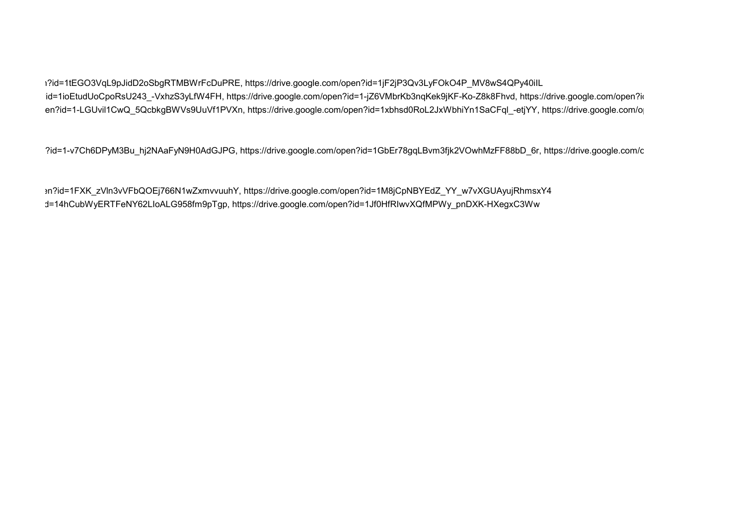ı?id=1tEGO3VqL9pJidD2oSbgRTMBWrFcDuPRE, https://drive.google.com/open?id=1jF2jP3Qv3LyFOkO4P_MV8wS4QPy40iIL
id=1ioEtudUoCpoRsU243_-VxhzS3yLfW4FH, https://drive.google.com/open?id=1-jZ6VMbrKb3nqKek9jKF-Ko-Z8k8Fhvd, https://drive.google.com/open?i
en?id=1-LGUvil1CwQ_5QcbkgBWVs9UuVf1PVXn, https://drive.google.com/open?id=1xbhsd0RoL2JxWbhiYn1SaCFql_-etjYY, https://drive.google.com/o

?id=1-v7Ch6DPyM3Bu_hj2NAaFyN9H0AdGJPG, https://drive.google.com/open?id=1GbEr78gqLBvm3fjk2VOwhMzFF88bD_6r, https://drive.google.com/c

en?id=1FXK_zVln3vVFbQOEj766N1wZxmvvuuhY, https://drive.google.com/open?id=1M8jCpNBYEdZ_YY_w7vXGUAyujRhmsxY4
d=14hCubWyERTFeNY62LIoALG958fm9pTgp, https://drive.google.com/open?id=1Jf0HfRIwvXQfMPWy_pnDXK-HXegxC3Ww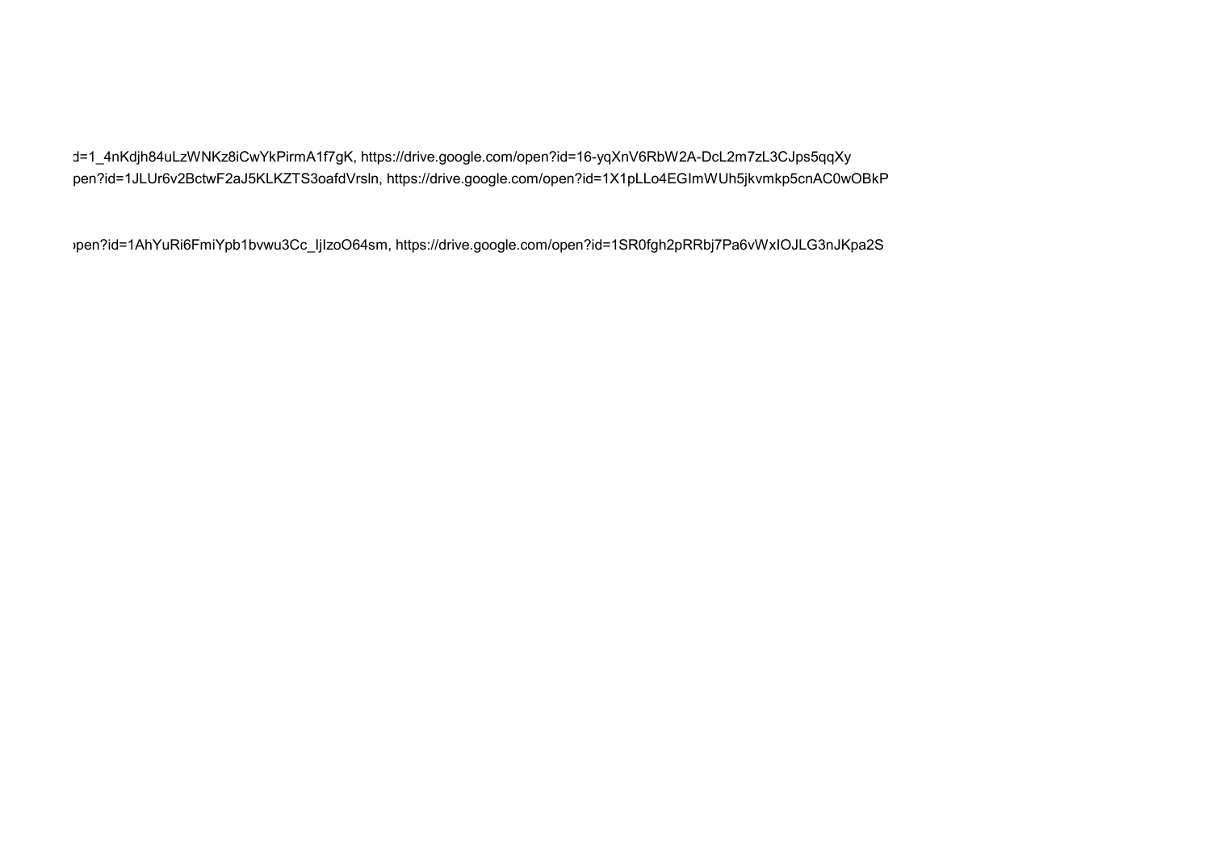d=1_4nKdjh84uLzWNKz8iCwYkPirmA1f7gK, https://drive.google.com/open?id=16-yqXnV6RbW2A-DcL2m7zL3CJps5qqXy
pen?id=1JLUr6v2BctwF2aJ5KLKZTS3oafdVrsln, https://drive.google.com/open?id=1X1pLLo4EGImWUh5jkvmkp5cnAC0wOBkP

pen?id=1AhYuRi6FmiYpb1bvwu3Cc_IjIzoO64sm, https://drive.google.com/open?id=1SR0fgh2pRRbj7Pa6vWxIOJLG3nJKpa2S